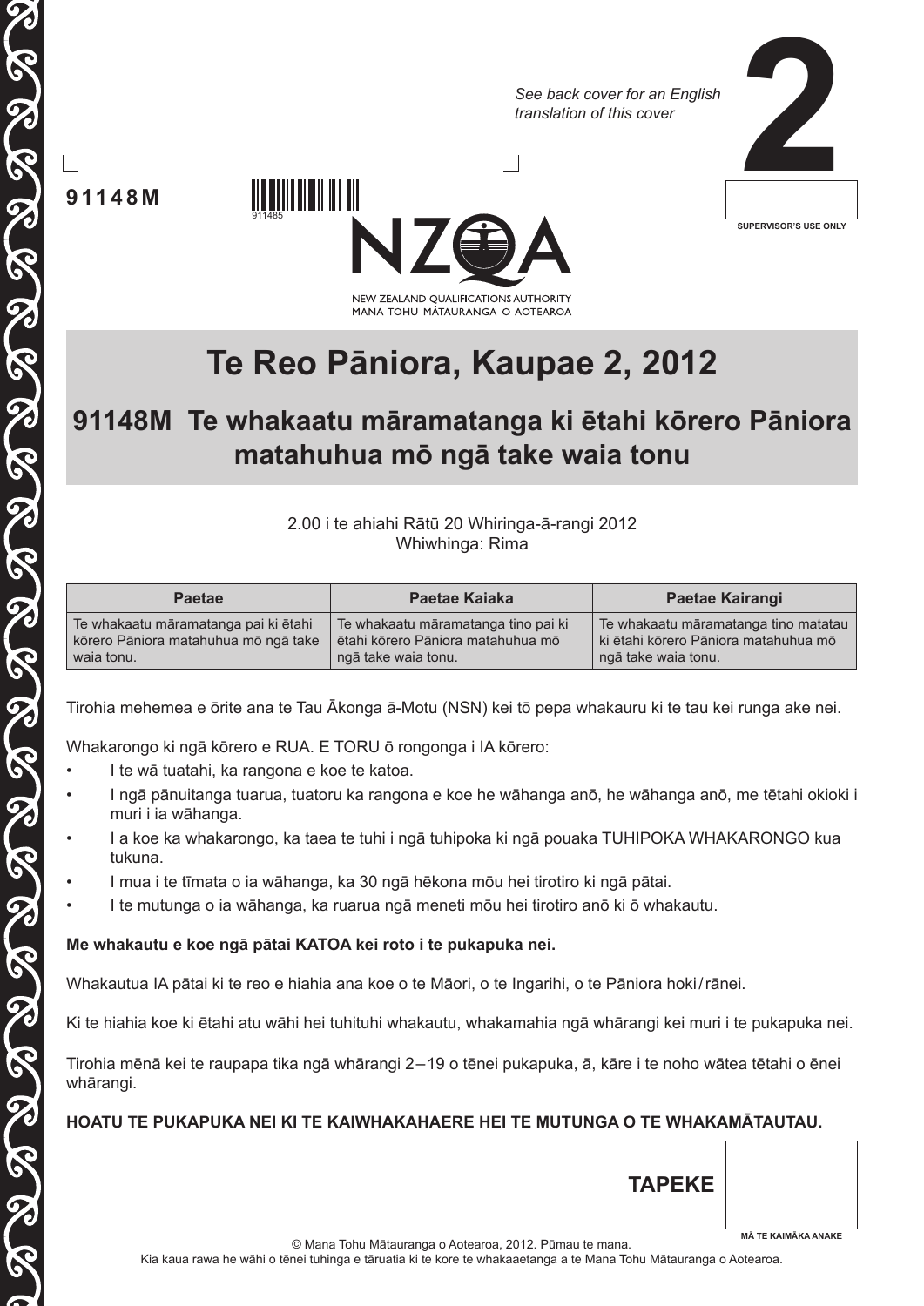*See back cover for an English translation of this cover*

# 2

SUPERVISOR'S USE ONLY

**91148M**

911485

NEW ZEALAND QUALIFICATIONS AUTHORITY
MANA TOHU MĀTAURANGA O AOTEAROA

# Te Reo Pāniora, Kaupae 2, 2012

## 91148M Te whakaatu māramatanga ki ētahi kōrero Pāniora matahuhua mō ngā take waia tonu

2.00 i te ahiahi Rātū 20 Whiringa-ā-rangi 2012
Whiwhinga: Rima

| Paetae | Paetae Kaiaka | Paetae Kairangi |
|---|---|---|
| Te whakaatu māramatanga pai ki ētahi kōrero Pāniora matahuhua mō ngā take waia tonu. | Te whakaatu māramatanga tino pai ki ētahi kōrero Pāniora matahuhua mō ngā take waia tonu. | Te whakaatu māramatanga tino matatau ki ētahi kōrero Pāniora matahuhua mō ngā take waia tonu. |

Tirohia mehemea e ōrite ana te Tau Ākonga ā-Motu (NSN) kei tō pepa whakauru ki te tau kei runga ake nei.

Whakarongo ki ngā kōrero e RUA. E TORU ō rongonga i IA kōrero:

- I te wā tuatahi, ka rangona e koe te katoa.
- I ngā pānuitanga tuarua, tuatoru ka rangona e koe he wāhanga anō, he wāhanga anō, me tētahi okioki i muri i ia wāhanga.
- I a koe ka whakarongo, ka taea te tuhi i ngā tuhipoka ki ngā pouaka TUHIPOKA WHAKARONGO kua tukuna.
- I mua i te tīmata o ia wāhanga, ka 30 ngā hēkona mōu hei tirotiro ki ngā pātai.
- I te mutunga o ia wāhanga, ka ruarua ngā meneti mōu hei tirotiro anō ki ō whakautu.

**Me whakautu e koe ngā pātai KATOA kei roto i te pukapuka nei.**

Whakautua IA pātai ki te reo e hiahia ana koe o te Māori, o te Ingarihi, o te Pāniora hoki/rānei.

Ki te hiahia koe ki ētahi atu wāhi hei tuhituhi whakautu, whakamahia ngā whārangi kei muri i te pukapuka nei.

Tirohia mēnā kei te raupapa tika ngā whārangi 2–19 o tēnei pukapuka, ā, kāre i te noho wātea tētahi o ēnei whārangi.

**HOATU TE PUKAPUKA NEI KI TE KAIWHAKAHAERE HEI TE MUTUNGA O TE WHAKAMĀTAUTAU.**

**TAPEKE**

MĀ TE KAIMĀKA ANAKE

© Mana Tohu Mātauranga o Aotearoa, 2012. Pūmau te mana.
Kia kaua rawa he wāhi o tēnei tuhinga e tāruatia ki te kore te whakaaetanga a te Mana Tohu Mātauranga o Aotearoa.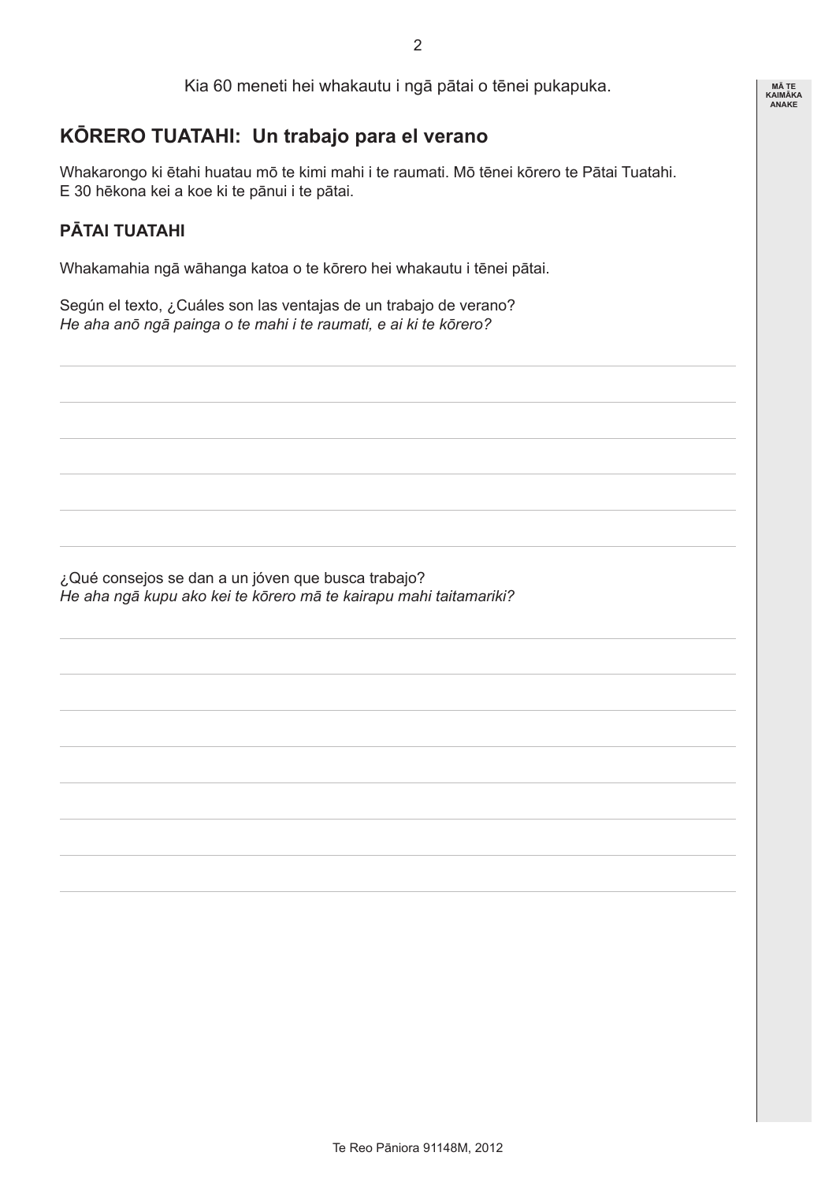Kia 60 meneti hei whakautu i ngā pātai o tēnei pukapuka.

## KŌRERO TUATAHI: Un trabajo para el verano

Whakarongo ki ētahi huatau mō te kimi mahi i te raumati. Mō tēnei kōrero te Pātai Tuatahi.
E 30 hēkona kei a koe ki te pānui i te pātai.

### PĀTAI TUATAHI

Whakamahia ngā wāhanga katoa o te kōrero hei whakautu i tēnei pātai.

Según el texto, ¿Cuáles son las ventajas de un trabajo de verano?
*He aha anō ngā painga o te mahi i te raumati, e ai ki te kōrero?*

¿Qué consejos se dan a un jóven que busca trabajo?
*He aha ngā kupu ako kei te kōrero mā te kairapu mahi taitamariki?*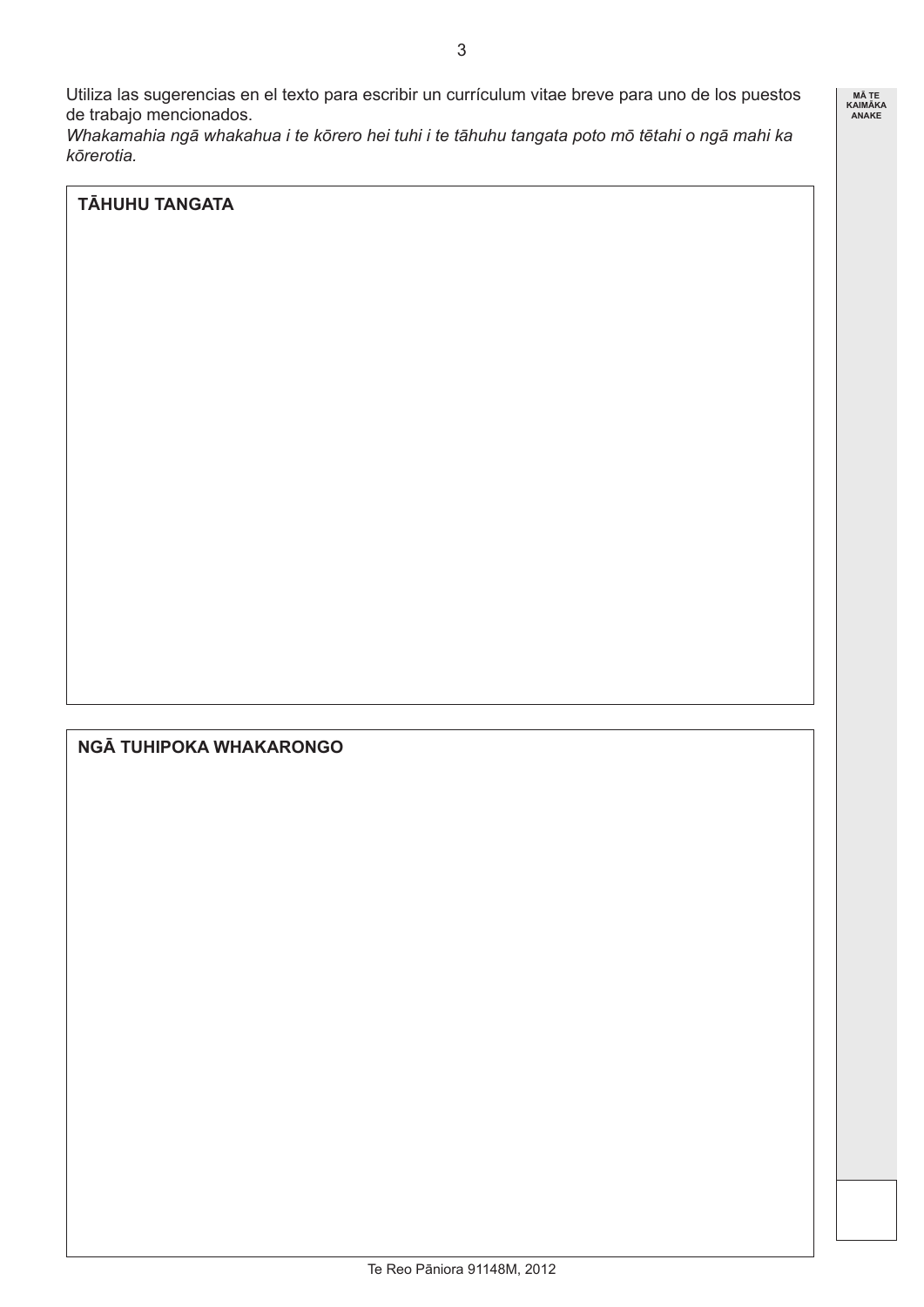Utiliza las sugerencias en el texto para escribir un currículum vitae breve para uno de los puestos de trabajo mencionados.

*Whakamahia ngā whakahua i te kōrero hei tuhi i te tāhuhu tangata poto mō tētahi o ngā mahi ka kōrerotia.*

**TĀHUHU TANGATA**

**NGĀ TUHIPOKA WHAKARONGO**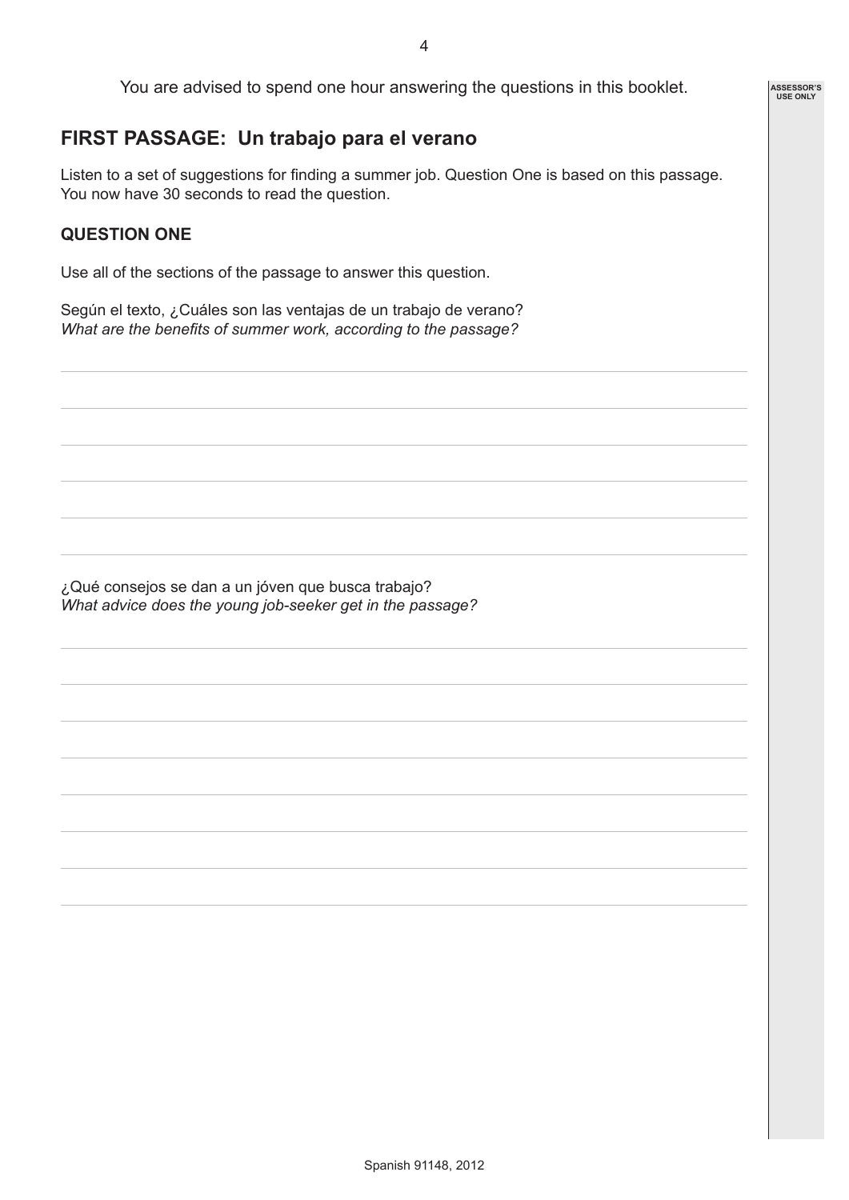You are advised to spend one hour answering the questions in this booklet.

## FIRST PASSAGE: Un trabajo para el verano

Listen to a set of suggestions for finding a summer job. Question One is based on this passage. You now have 30 seconds to read the question.

### QUESTION ONE

Use all of the sections of the passage to answer this question.

Según el texto, ¿Cuáles son las ventajas de un trabajo de verano?
*What are the benefits of summer work, according to the passage?*

¿Qué consejos se dan a un jóven que busca trabajo?
*What advice does the young job-seeker get in the passage?*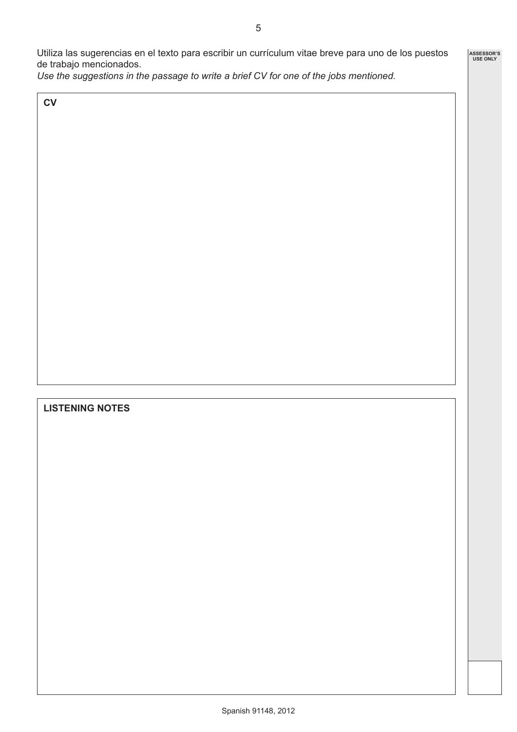Utiliza las sugerencias en el texto para escribir un currículum vitae breve para uno de los puestos de trabajo mencionados.
*Use the suggestions in the passage to write a brief CV for one of the jobs mentioned.*

**CV**

**LISTENING NOTES**

ASSESSOR'S USE ONLY

Spanish 91148, 2012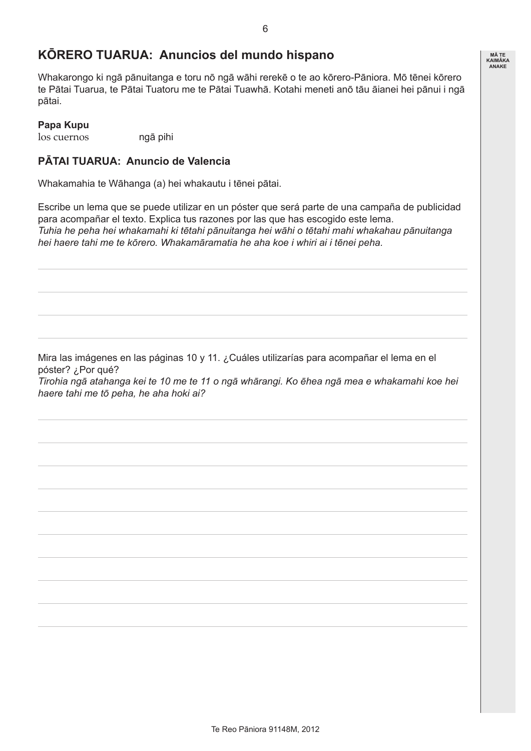## KŌRERO TUARUA: Anuncios del mundo hispano

Whakarongo ki ngā pānuitanga e toru nō ngā wāhi rerekē o te ao kōrero-Pāniora. Mō tēnei kōrero te Pātai Tuarua, te Pātai Tuatoru me te Pātai Tuawhā. Kotahi meneti anō tāu āianei hei pānui i ngā pātai.

**Papa Kupu**

los cuernos    ngā pihi

### PĀTAI TUARUA: Anuncio de Valencia

Whakamahia te Wāhanga (a) hei whakautu i tēnei pātai.

Escribe un lema que se puede utilizar en un póster que será parte de una campaña de publicidad para acompañar el texto. Explica tus razones por las que has escogido este lema.
*Tuhia he peha hei whakamahi ki tētahi pānuitanga hei wāhi o tētahi mahi whakahau pānuitanga hei haere tahi me te kōrero. Whakamāramatia he aha koe i whiri ai i tēnei peha.*

Mira las imágenes en las páginas 10 y 11. ¿Cuáles utilizarías para acompañar el lema en el póster? ¿Por qué?
*Tirohia ngā atahanga kei te 10 me te 11 o ngā whārangi. Ko ēhea ngā mea e whakamahi koe hei haere tahi me tō peha, he aha hoki ai?*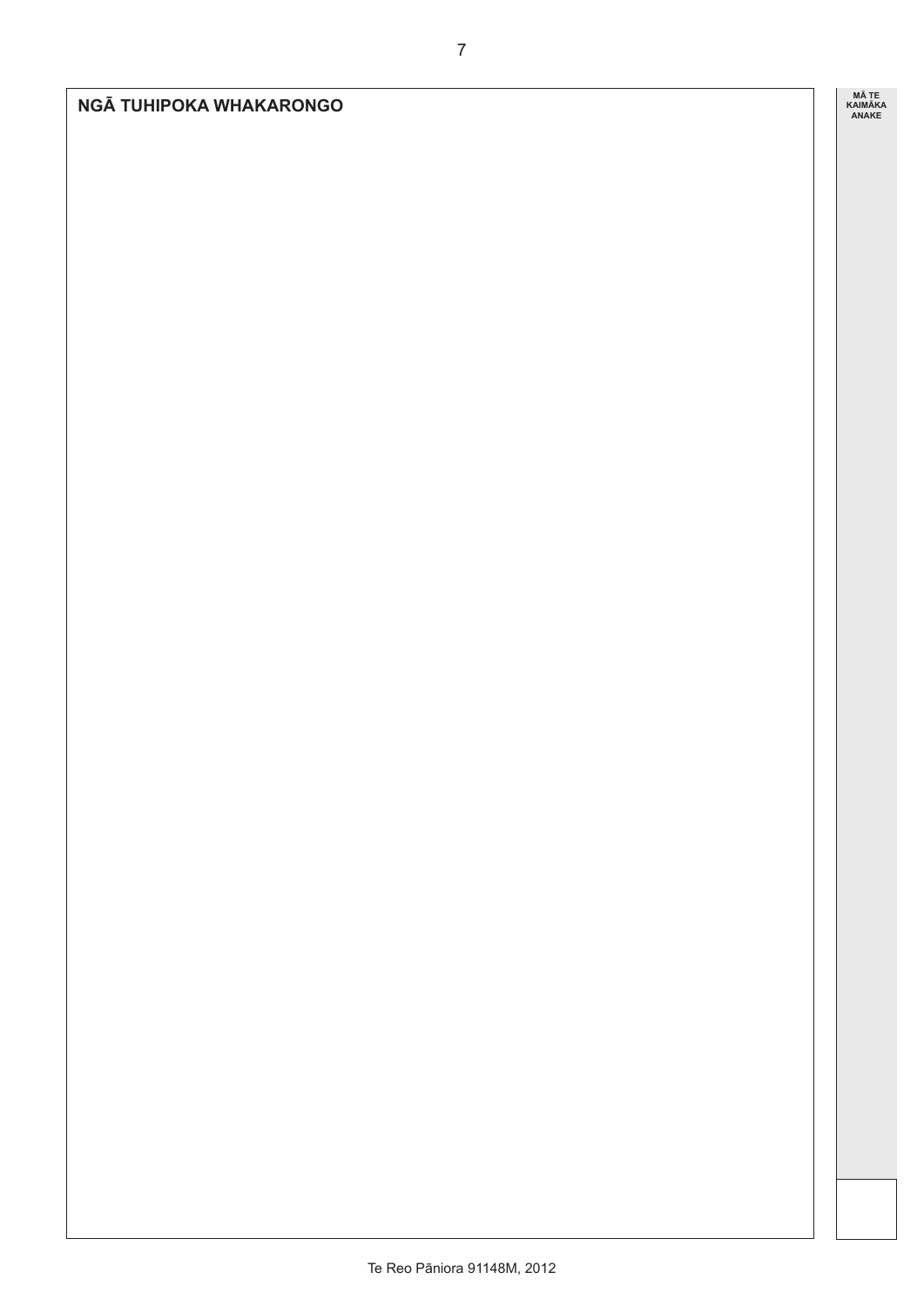## NGĀ TUHIPOKA WHAKARONGO

MĀ TE KAIMĀKA ANAKE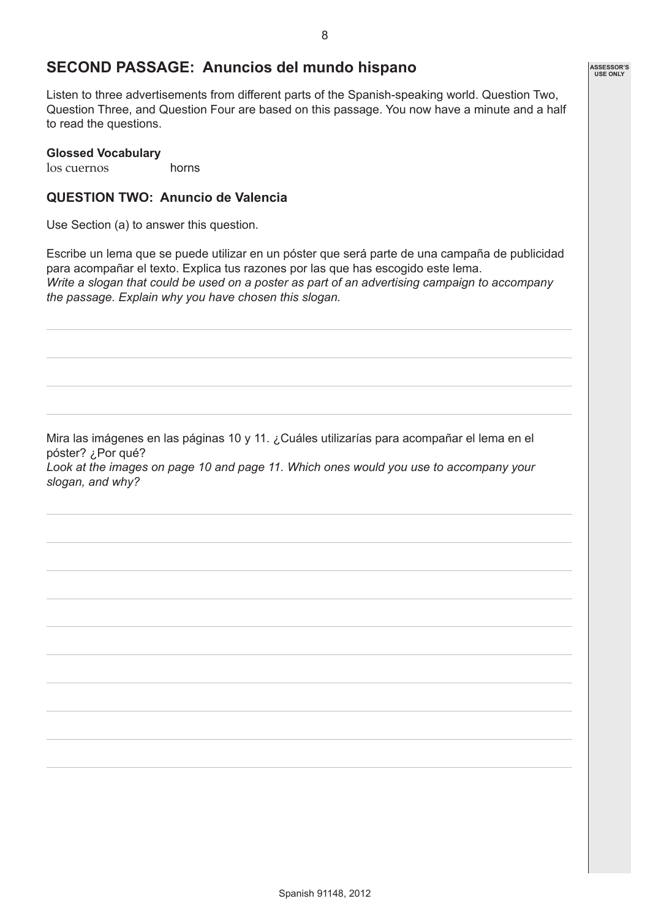## SECOND PASSAGE: Anuncios del mundo hispano

Listen to three advertisements from different parts of the Spanish-speaking world. Question Two, Question Three, and Question Four are based on this passage. You now have a minute and a half to read the questions.

**Glossed Vocabulary**

los cuernos horns

### QUESTION TWO: Anuncio de Valencia

Use Section (a) to answer this question.

Escribe un lema que se puede utilizar en un póster que será parte de una campaña de publicidad para acompañar el texto. Explica tus razones por las que has escogido este lema.
*Write a slogan that could be used on a poster as part of an advertising campaign to accompany the passage. Explain why you have chosen this slogan.*

Mira las imágenes en las páginas 10 y 11. ¿Cuáles utilizarías para acompañar el lema en el póster? ¿Por qué?
*Look at the images on page 10 and page 11. Which ones would you use to accompany your slogan, and why?*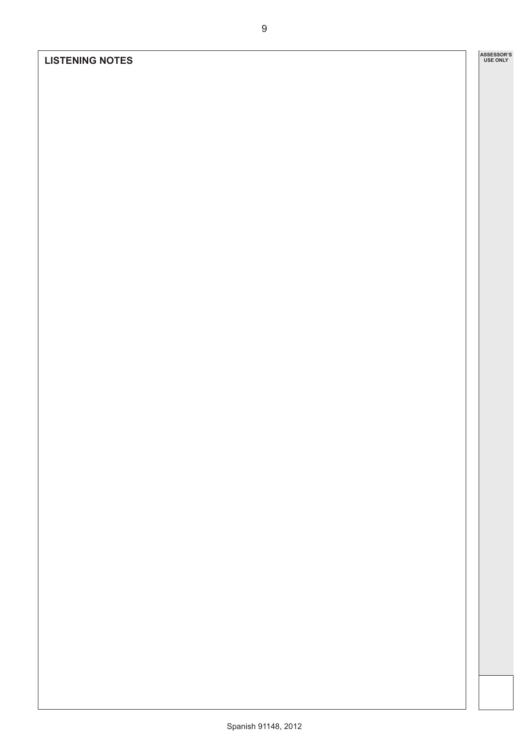## LISTENING NOTES

ASSESSOR'S USE ONLY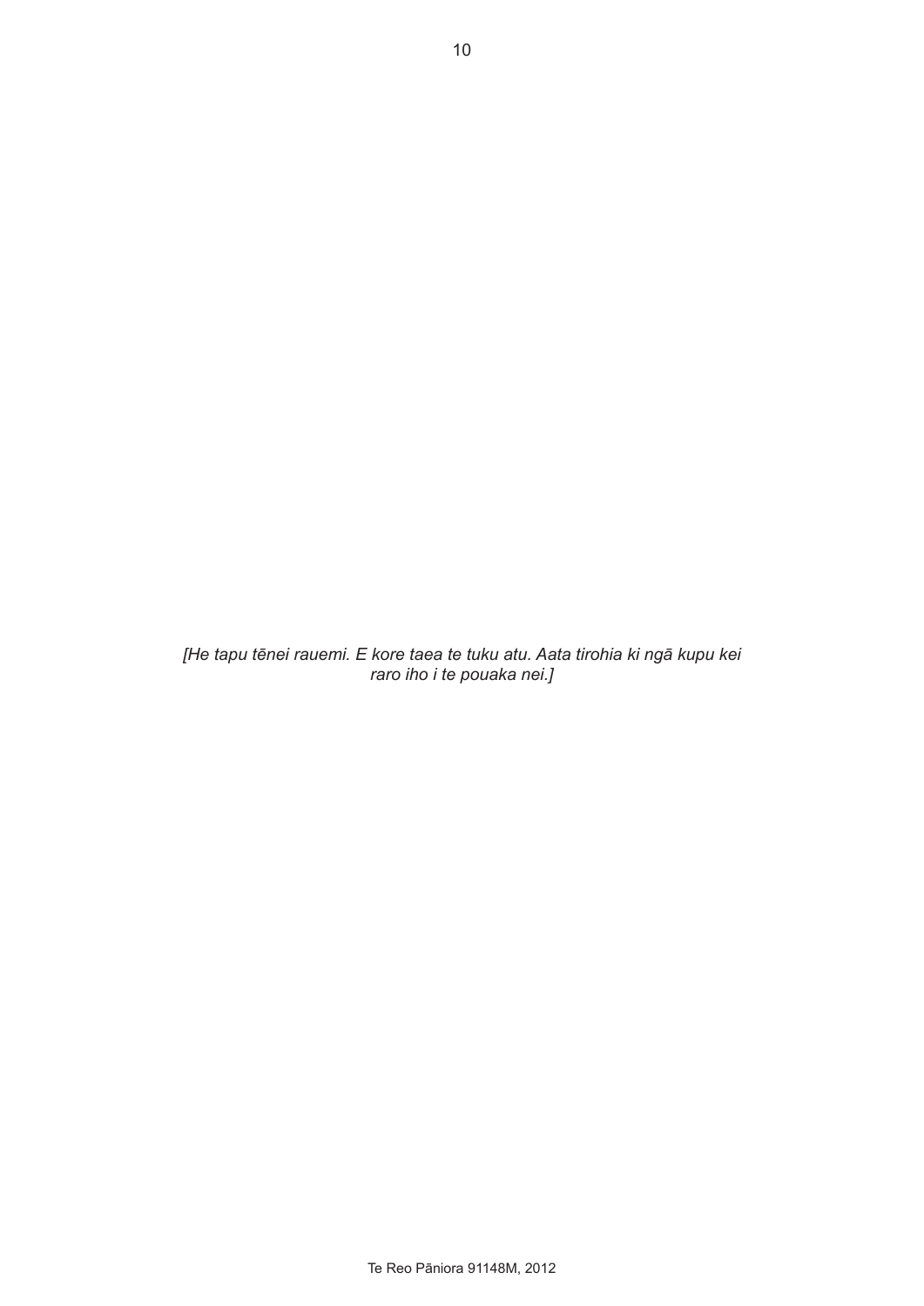*[He tapu tēnei rauemi. E kore taea te tuku atu. Aata tirohia ki ngā kupu kei raro iho i te pouaka nei.]*

Te Reo Pāniora 91148M, 2012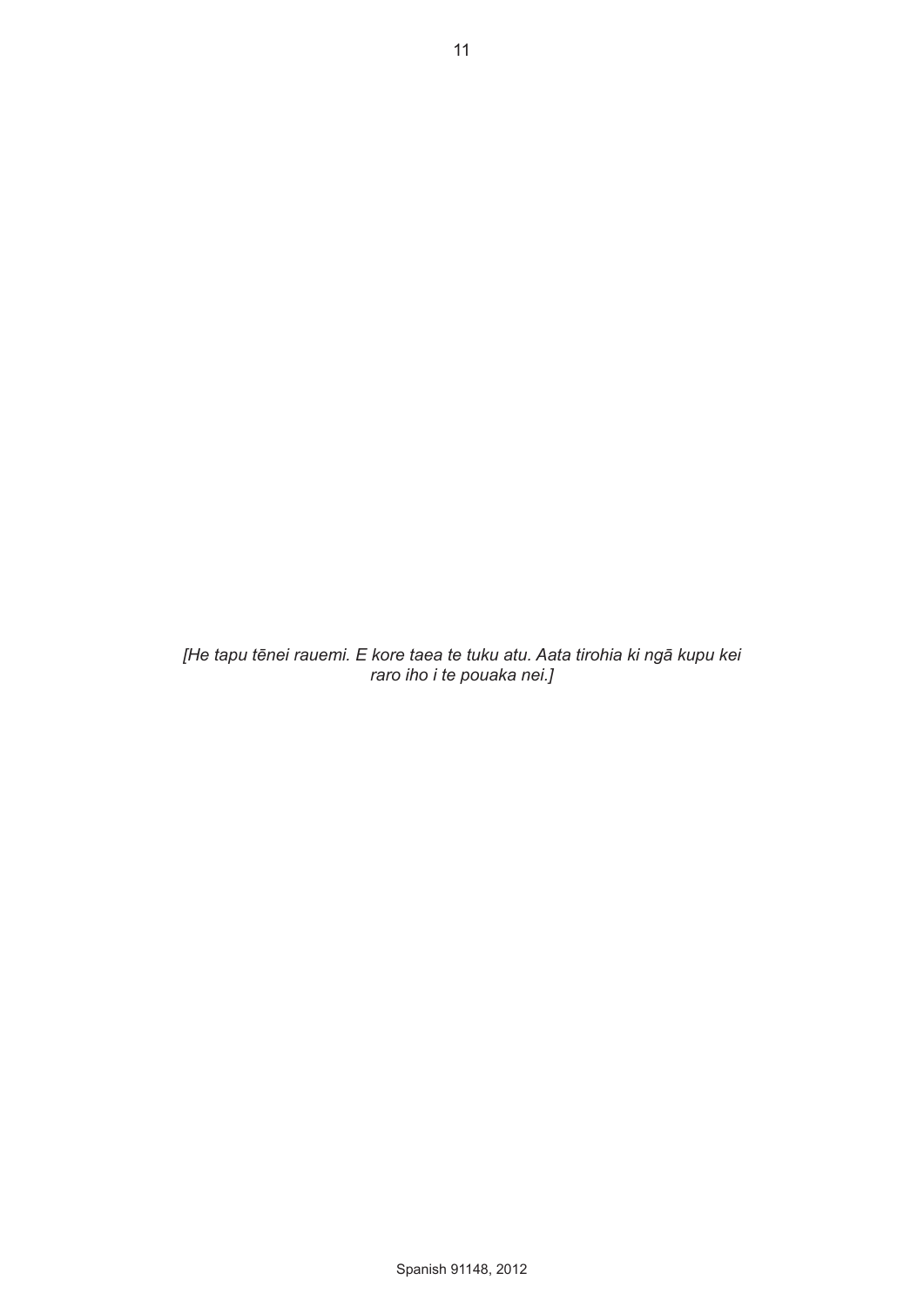*[He tapu tēnei rauemi. E kore taea te tuku atu. Aata tirohia ki ngā kupu kei raro iho i te pouaka nei.]*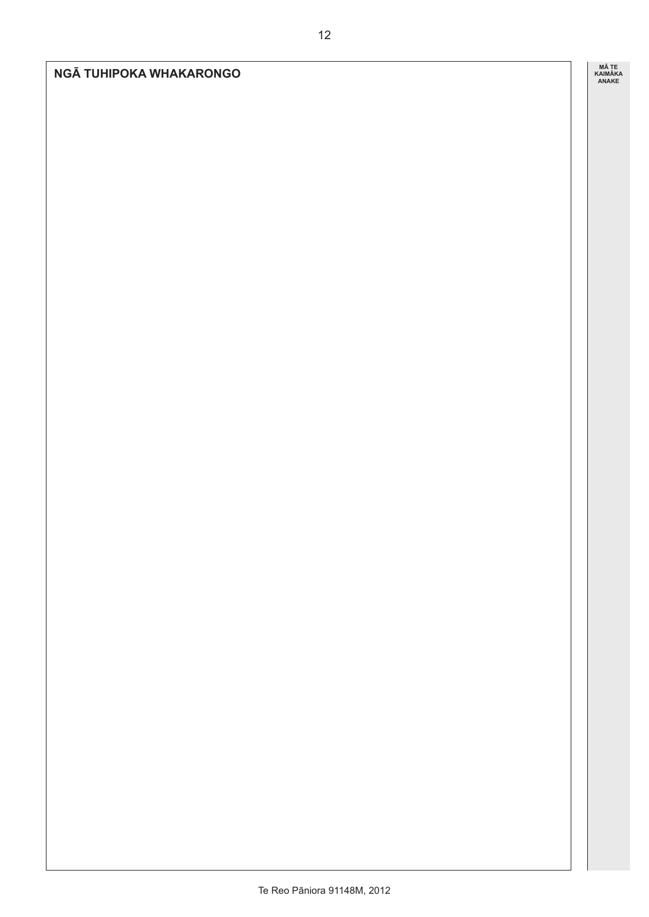## NGĀ TUHIPOKA WHAKARONGO

MĀ TE KAIMĀKA ANAKE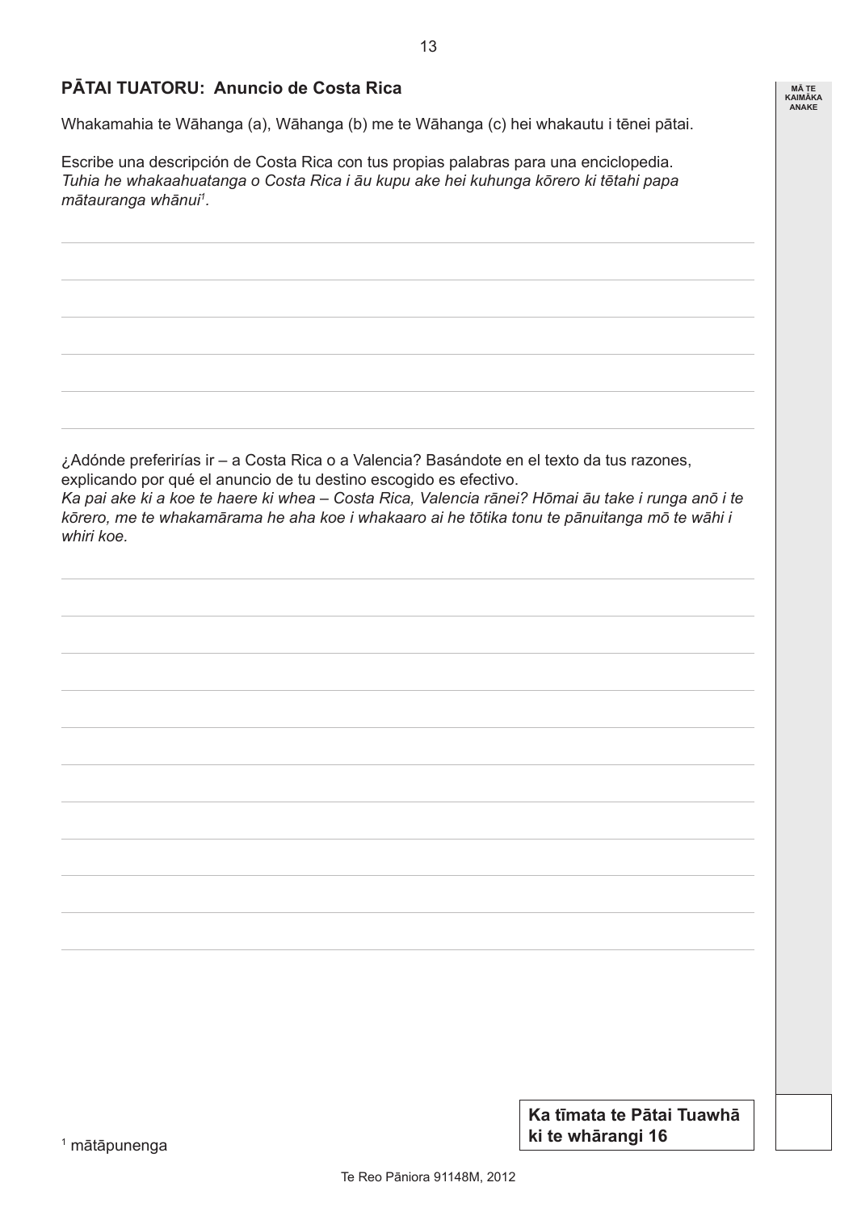**PĀTAI TUATORU: Anuncio de Costa Rica**

MĀ TE KAIMĀKA ANAKE

Whakamahia te Wāhanga (a), Wāhanga (b) me te Wāhanga (c) hei whakautu i tēnei pātai.

Escribe una descripción de Costa Rica con tus propias palabras para una enciclopedia.
*Tuhia he whakaahuatanga o Costa Rica i āu kupu ake hei kuhunga kōrero ki tētahi papa mātauranga whānui[1].*

¿Adónde preferirías ir – a Costa Rica o a Valencia? Basándote en el texto da tus razones, explicando por qué el anuncio de tu destino escogido es efectivo.
*Ka pai ake ki a koe te haere ki whea – Costa Rica, Valencia rānei? Hōmai āu take i runga anō i te kōrero, me te whakamārama he aha koe i whakaaro ai he tōtika tonu te pānuitanga mō te wāhi i whiri koe.*

**Ka tīmata te Pātai Tuawhā ki te whārangi 16**

[1] mātāpunenga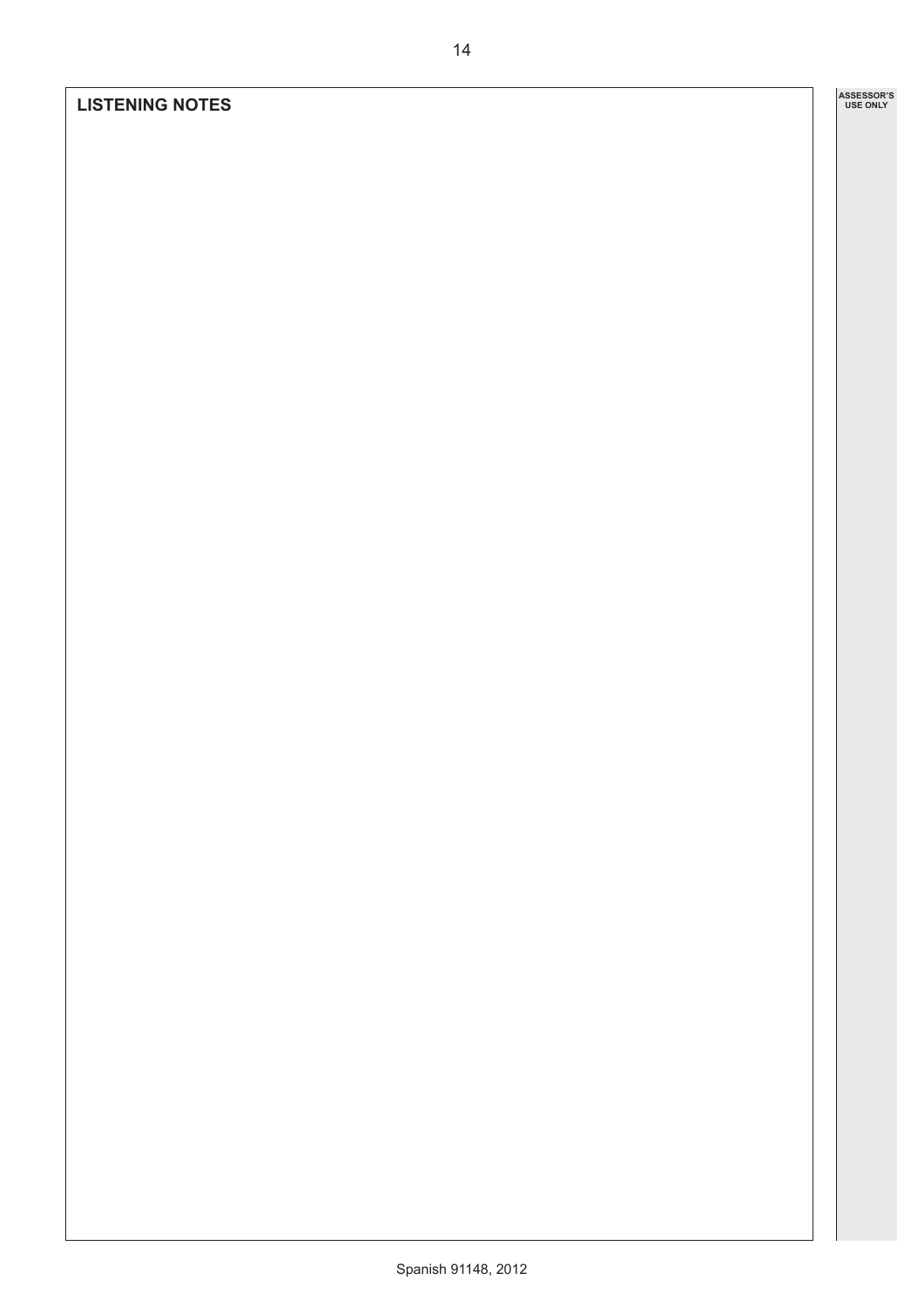## LISTENING NOTES

ASSESSOR'S USE ONLY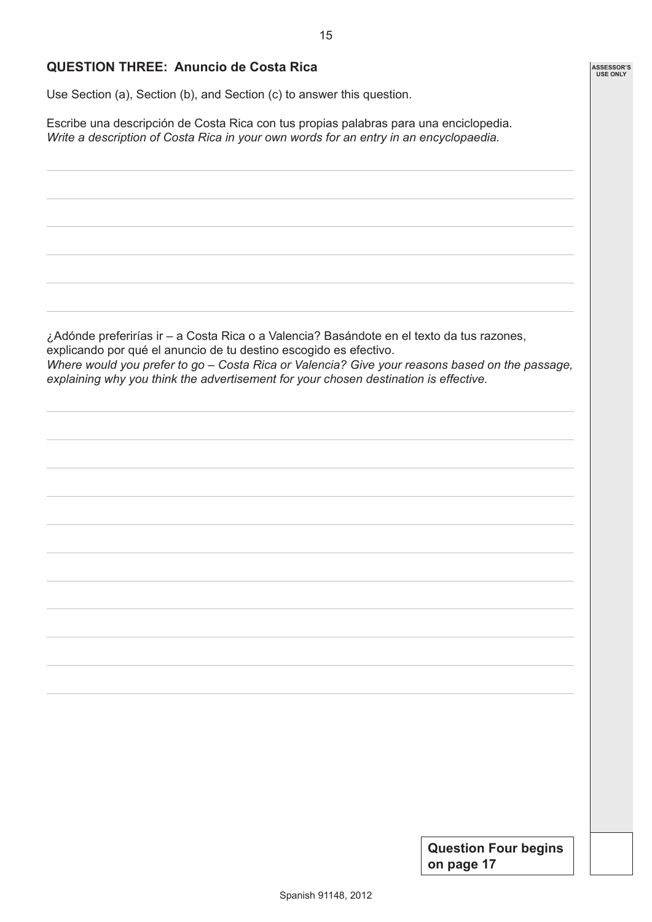## QUESTION THREE: Anuncio de Costa Rica

Use Section (a), Section (b), and Section (c) to answer this question.

Escribe una descripción de Costa Rica con tus propias palabras para una enciclopedia.
*Write a description of Costa Rica in your own words for an entry in an encyclopaedia.*

¿Adónde preferirías ir – a Costa Rica o a Valencia? Basándote en el texto da tus razones, explicando por qué el anuncio de tu destino escogido es efectivo.
*Where would you prefer to go – Costa Rica or Valencia? Give your reasons based on the passage, explaining why you think the advertisement for your chosen destination is effective.*

**Question Four begins on page 17**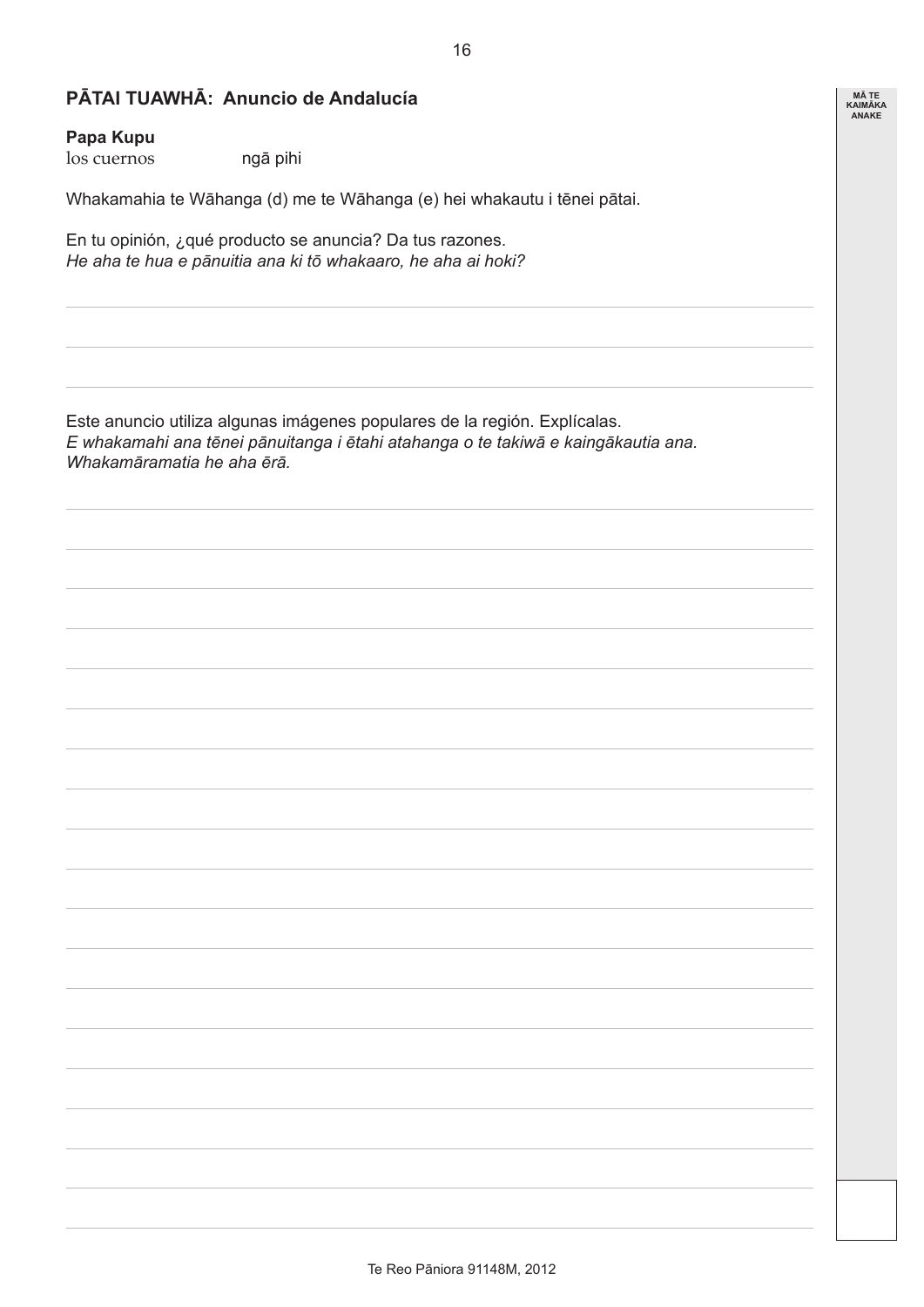## PĀTAI TUAWHĀ: Anuncio de Andalucía

**Papa Kupu**

| | |
|---|---|
| los cuernos | ngā pihi |

Whakamahia te Wāhanga (d) me te Wāhanga (e) hei whakautu i tēnei pātai.

En tu opinión, ¿qué producto se anuncia? Da tus razones.
*He aha te hua e pānuitia ana ki tō whakaaro, he aha ai hoki?*

Este anuncio utiliza algunas imágenes populares de la región. Explícalas.
*E whakamahi ana tēnei pānuitanga i ētahi atahanga o te takiwā e kaingākautia ana. Whakamāramatia he aha ērā.*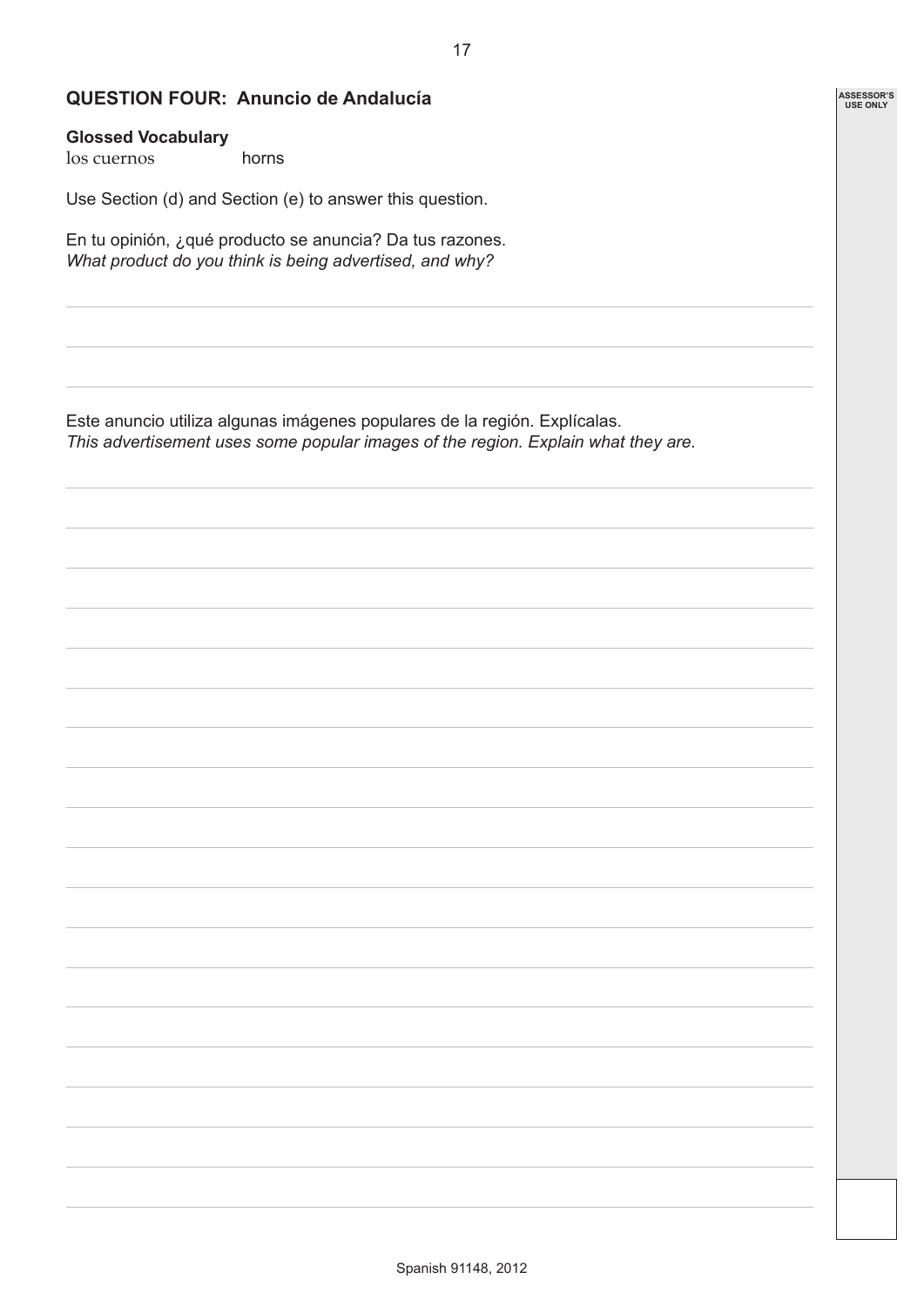## QUESTION FOUR: Anuncio de Andalucía

**Glossed Vocabulary**

los cuernos horns

Use Section (d) and Section (e) to answer this question.

En tu opinión, ¿qué producto se anuncia? Da tus razones.
*What product do you think is being advertised, and why?*

Este anuncio utiliza algunas imágenes populares de la región. Explícalas.
*This advertisement uses some popular images of the region. Explain what they are.*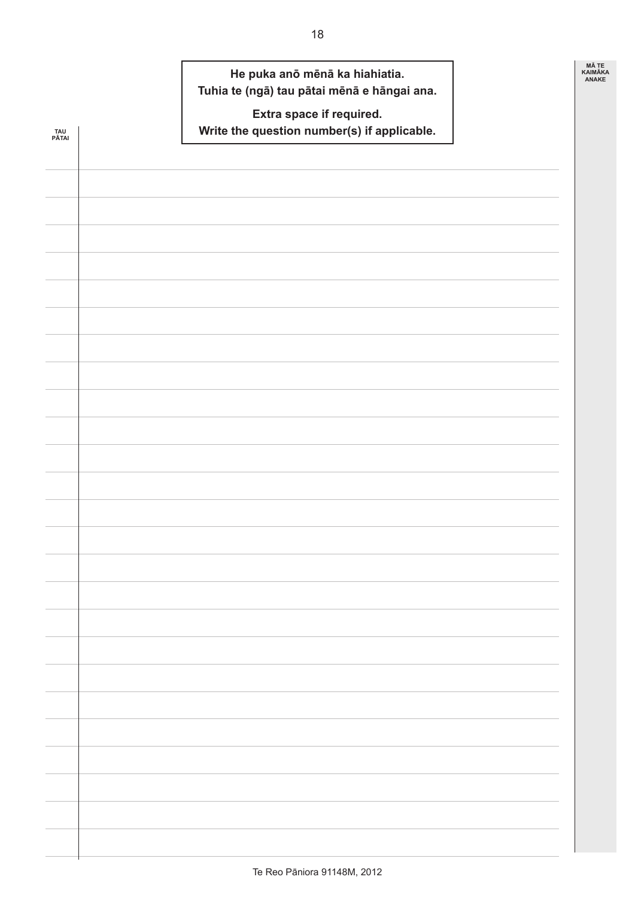**He puka anō mēnā ka hiahiatia.**
**Tuhia te (ngā) tau pātai mēnā e hāngai ana.**

**Extra space if required.**
**Write the question number(s) if applicable.**

TAU PĀTAI

MĀ TE KAIMĀKA ANAKE

Te Reo Pāniora 91148M, 2012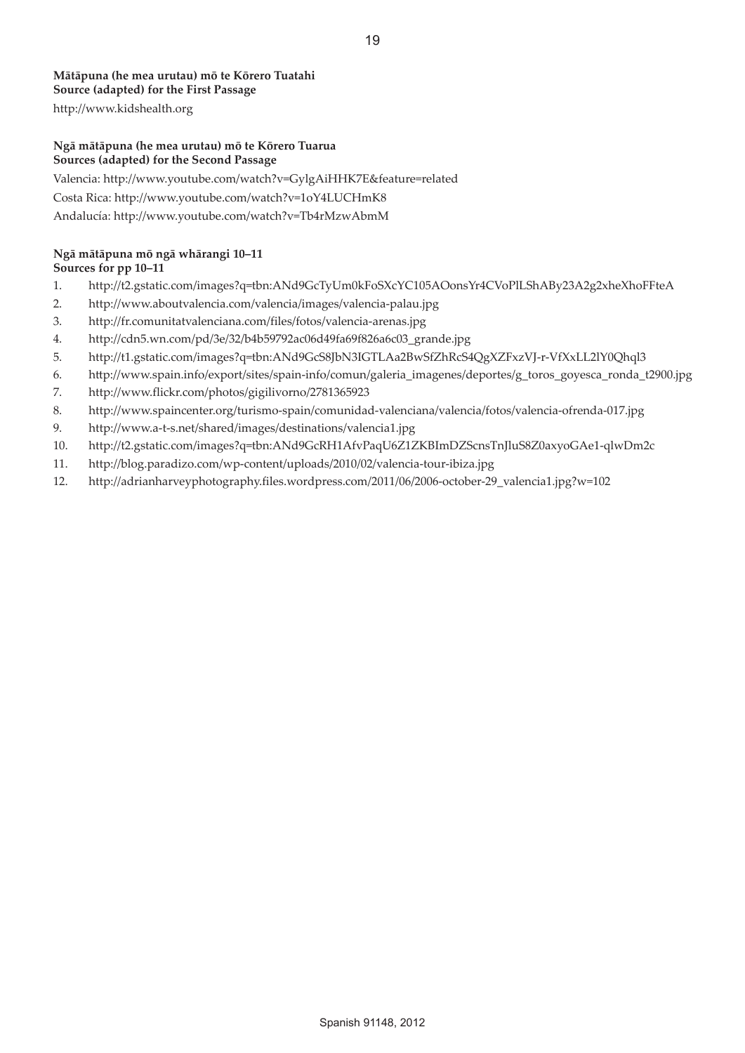**Mātāpuna (he mea urutau) mō te Kōrero Tuatahi**
**Source (adapted) for the First Passage**

http://www.kidshealth.org

**Ngā mātāpuna (he mea urutau) mō te Kōrero Tuarua**
**Sources (adapted) for the Second Passage**

Valencia: http://www.youtube.com/watch?v=GylgAiHHK7E&feature=related

Costa Rica: http://www.youtube.com/watch?v=1oY4LUCHmK8

Andalucía: http://www.youtube.com/watch?v=Tb4rMzwAbmM

**Ngā mātāpuna mō ngā whārangi 10–11**
**Sources for pp 10–11**

1. http://t2.gstatic.com/images?q=tbn:ANd9GcTyUm0kFoSXcYC105AOonsYr4CVoPlLShABy23A2g2xheXhoFFteA
2. http://www.aboutvalencia.com/valencia/images/valencia-palau.jpg
3. http://fr.comunitatvalenciana.com/files/fotos/valencia-arenas.jpg
4. http://cdn5.wn.com/pd/3e/32/b4b59792ac06d49fa69f826a6c03_grande.jpg
5. http://t1.gstatic.com/images?q=tbn:ANd9GcS8JbN3IGTLAa2BwSfZhRcS4QgXZFxzVJ-r-VfXxLL2lY0Qhql3
6. http://www.spain.info/export/sites/spain-info/comun/galeria_imagenes/deportes/g_toros_goyesca_ronda_t2900.jpg
7. http://www.flickr.com/photos/gigilivorno/2781365923
8. http://www.spaincenter.org/turismo-spain/comunidad-valenciana/valencia/fotos/valencia-ofrenda-017.jpg
9. http://www.a-t-s.net/shared/images/destinations/valencia1.jpg
10. http://t2.gstatic.com/images?q=tbn:ANd9GcRH1AfvPaqU6Z1ZKBImDZScnsTnJluS8Z0axyoGAe1-qlwDm2c
11. http://blog.paradizo.com/wp-content/uploads/2010/02/valencia-tour-ibiza.jpg
12. http://adrianharveyphotography.files.wordpress.com/2011/06/2006-october-29_valencia1.jpg?w=102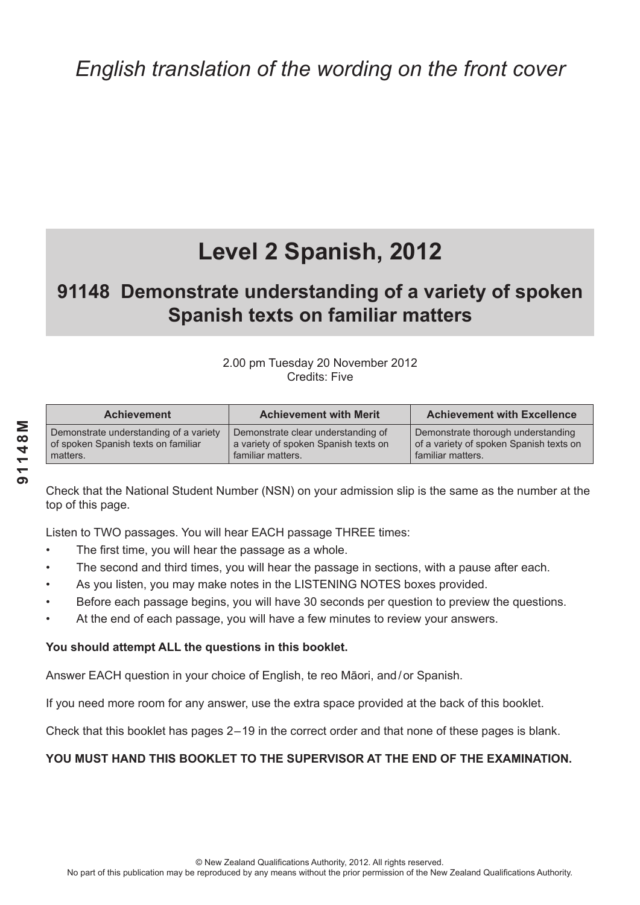*English translation of the wording on the front cover*

# Level 2 Spanish, 2012

## 91148 Demonstrate understanding of a variety of spoken Spanish texts on familiar matters

2.00 pm Tuesday 20 November 2012
Credits: Five

| Achievement | Achievement with Merit | Achievement with Excellence |
|---|---|---|
| Demonstrate understanding of a variety of spoken Spanish texts on familiar matters. | Demonstrate clear understanding of a variety of spoken Spanish texts on familiar matters. | Demonstrate thorough understanding of a variety of spoken Spanish texts on familiar matters. |

91148M

Check that the National Student Number (NSN) on your admission slip is the same as the number at the top of this page.

Listen to TWO passages. You will hear EACH passage THREE times:

- The first time, you will hear the passage as a whole.
- The second and third times, you will hear the passage in sections, with a pause after each.
- As you listen, you may make notes in the LISTENING NOTES boxes provided.
- Before each passage begins, you will have 30 seconds per question to preview the questions.
- At the end of each passage, you will have a few minutes to review your answers.

**You should attempt ALL the questions in this booklet.**

Answer EACH question in your choice of English, te reo Māori, and / or Spanish.

If you need more room for any answer, use the extra space provided at the back of this booklet.

Check that this booklet has pages 2 – 19 in the correct order and that none of these pages is blank.

**YOU MUST HAND THIS BOOKLET TO THE SUPERVISOR AT THE END OF THE EXAMINATION.**

© New Zealand Qualifications Authority, 2012. All rights reserved.
No part of this publication may be reproduced by any means without the prior permission of the New Zealand Qualifications Authority.